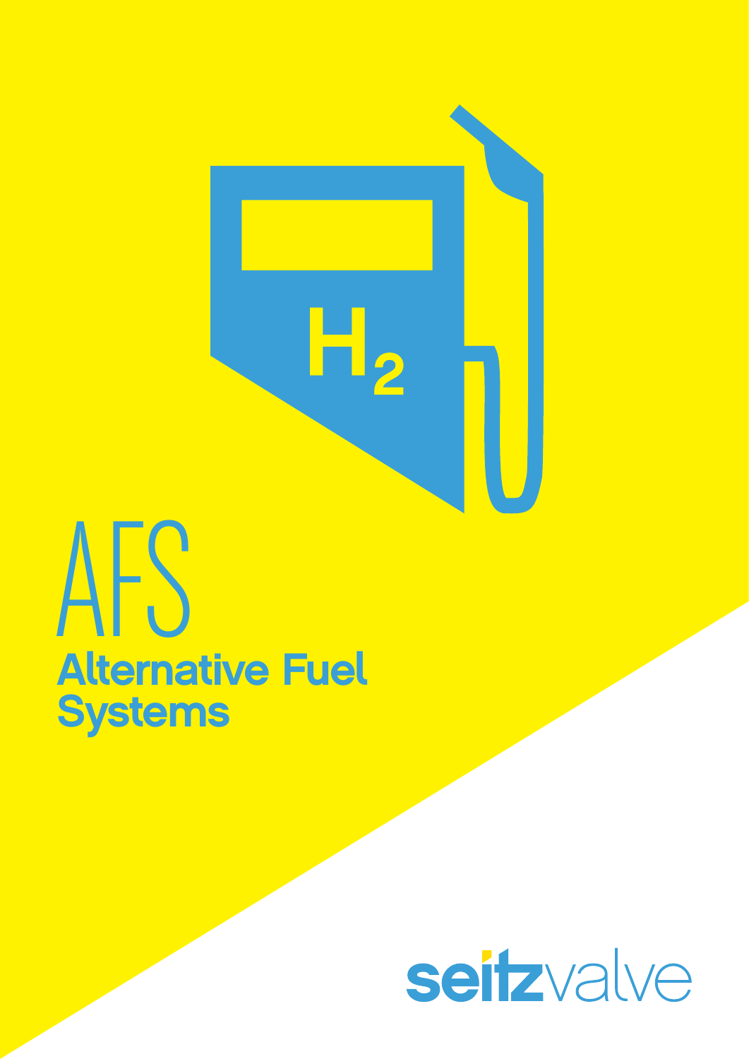# AFS

## Alternative Fuel Systems

seitzvalve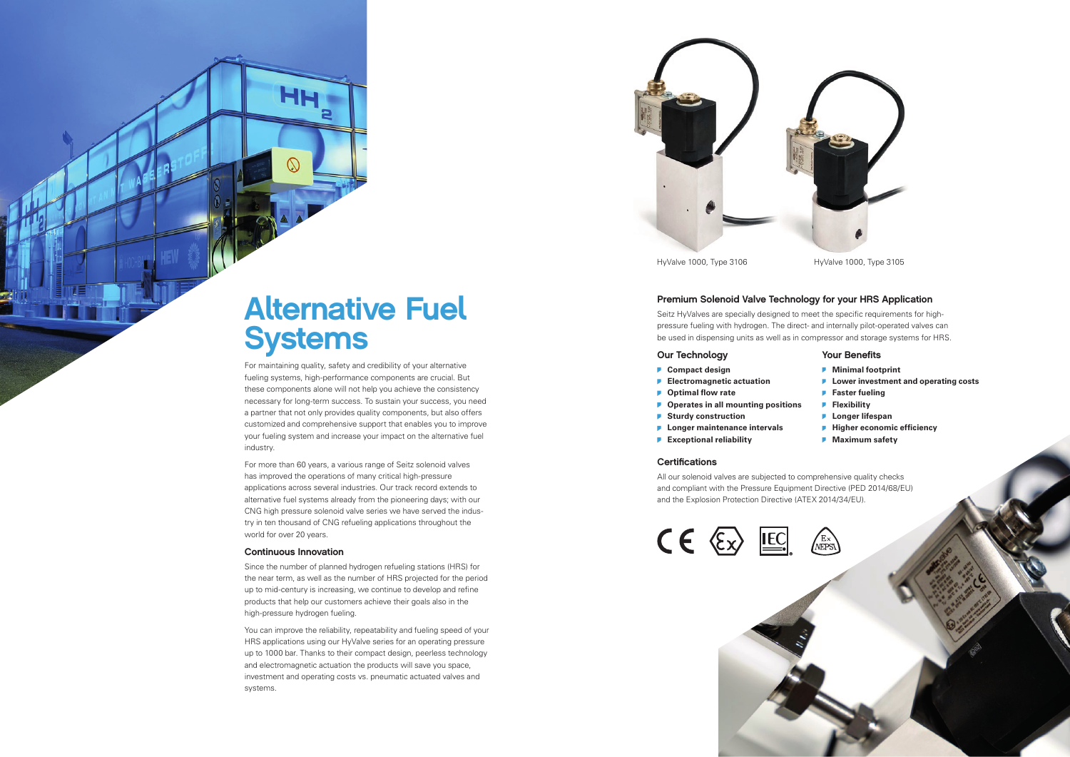# Alternative Fuel Systems

For maintaining quality, safety and credibility of your alternative fueling systems, high-performance components are crucial. But these components alone will not help you achieve the consistency necessary for long-term success. To sustain your success, you need a partner that not only provides quality components, but also offers customized and comprehensive support that enables you to improve your fueling system and increase your impact on the alternative fuel industry.

For more than 60 years, a various range of Seitz solenoid valves has improved the operations of many critical high-pressure applications across several industries. Our track record extends to alternative fuel systems already from the pioneering days; with our CNG high pressure solenoid valve series we have served the industry in ten thousand of CNG refueling applications throughout the world for over 20 years.

### Continuous Innovation

Since the number of planned hydrogen refueling stations (HRS) for the near term, as well as the number of HRS projected for the period up to mid-century is increasing, we continue to develop and refine products that help our customers achieve their goals also in the high-pressure hydrogen fueling.

You can improve the reliability, repeatability and fueling speed of your HRS applications using our HyValve series for an operating pressure up to 1000 bar. Thanks to their compact design, peerless technology and electromagnetic actuation the products will save you space, investment and operating costs vs. pneumatic actuated valves and systems.

HyValve 1000, Type 3106

HyValve 1000, Type 3105

## Premium Solenoid Valve Technology for your HRS Application

Seitz HyValves are specially designed to meet the specific requirements for high-pressure fueling with hydrogen. The direct- and internally pilot-operated valves can be used in dispensing units as well as in compressor and storage systems for HRS.

### Our Technology

- **Compact design**
- **Electromagnetic actuation**
- **Optimal flow rate**
- **Operates in all mounting positions**
- **Sturdy construction**
- **Longer maintenance intervals**
- **Exceptional reliability**

### Your Benefits

- **Minimal footprint**
- **Lower investment and operating costs**
- **Faster fueling**
- **Flexibility**
- **Longer lifespan**
- **Higher economic efficiency**
- **Maximum safety**

### Certifications

All our solenoid valves are subjected to comprehensive quality checks and compliant with the Pressure Equipment Directive (PED 2014/68/EU) and the Explosion Protection Directive (ATEX 2014/34/EU).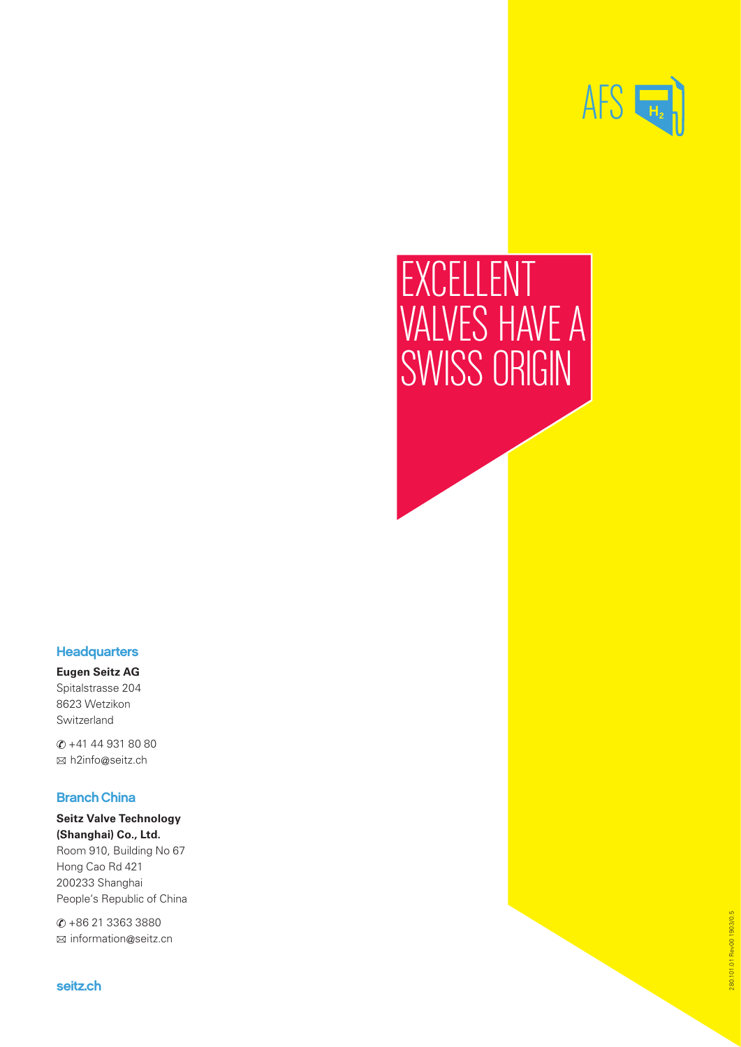AFS $H_2$

# EXCELLENT VALVES HAVE A SWISS ORIGIN

### Headquarters

**Eugen Seitz AG**
Spitalstrasse 204
8623 Wetzikon
Switzerland

✆ +41 44 931 80 80
✉ h2info@seitz.ch

### Branch China

**Seitz Valve Technology (Shanghai) Co., Ltd.**
Room 910, Building No 67
Hong Cao Rd 421
200233 Shanghai
People's Republic of China

✆ +86 21 3363 3880
✉ information@seitz.cn

**seitz.ch**

280.101.01 Rev00 1903/0.5